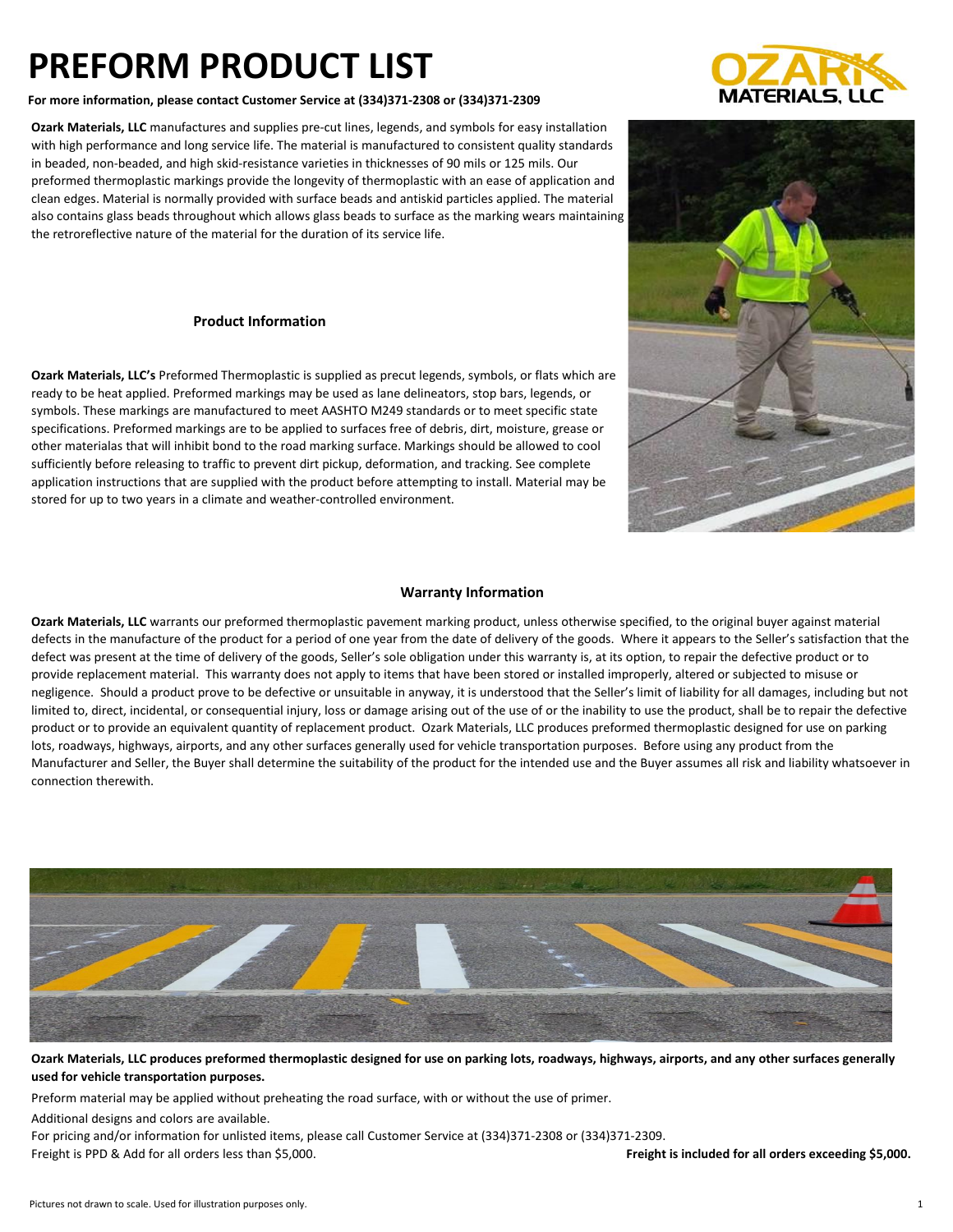# PREFORM PRODUCT LIST

**For more information, please contact Customer Service at (334)371-2308 or (334)371-2309**

**Ozark Materials, LLC** manufactures and supplies pre-cut lines, legends, and symbols for easy installation with high performance and long service life. The material is manufactured to consistent quality standards in beaded, non-beaded, and high skid-resistance varieties in thicknesses of 90 mils or 125 mils. Our preformed thermoplastic markings provide the longevity of thermoplastic with an ease of application and clean edges. Material is normally provided with surface beads and antiskid particles applied. The material also contains glass beads throughout which allows glass beads to surface as the marking wears maintaining the retroreflective nature of the material for the duration of its service life.

## Product Information

**Ozark Materials, LLC's** Preformed Thermoplastic is supplied as precut legends, symbols, or flats which are ready to be heat applied. Preformed markings may be used as lane delineators, stop bars, legends, or symbols. These markings are manufactured to meet AASHTO M249 standards or to meet specific state specifications. Preformed markings are to be applied to surfaces free of debris, dirt, moisture, grease or other materialas that will inhibit bond to the road marking surface. Markings should be allowed to cool sufficiently before releasing to traffic to prevent dirt pickup, deformation, and tracking. See complete application instructions that are supplied with the product before attempting to install. Material may be stored for up to two years in a climate and weather-controlled environment.

## Warranty Information

**Ozark Materials, LLC** warrants our preformed thermoplastic pavement marking product, unless otherwise specified, to the original buyer against material defects in the manufacture of the product for a period of one year from the date of delivery of the goods. Where it appears to the Seller's satisfaction that the defect was present at the time of delivery of the goods, Seller's sole obligation under this warranty is, at its option, to repair the defective product or to provide replacement material. This warranty does not apply to items that have been stored or installed improperly, altered or subjected to misuse or negligence. Should a product prove to be defective or unsuitable in anyway, it is understood that the Seller's limit of liability for all damages, including but not limited to, direct, incidental, or consequential injury, loss or damage arising out of the use of or the inability to use the product, shall be to repair the defective product or to provide an equivalent quantity of replacement product. Ozark Materials, LLC produces preformed thermoplastic designed for use on parking lots, roadways, highways, airports, and any other surfaces generally used for vehicle transportation purposes. Before using any product from the Manufacturer and Seller, the Buyer shall determine the suitability of the product for the intended use and the Buyer assumes all risk and liability whatsoever in connection therewith.

**Ozark Materials, LLC produces preformed thermoplastic designed for use on parking lots, roadways, highways, airports, and any other surfaces generally used for vehicle transportation purposes.**

Preform material may be applied without preheating the road surface, with or without the use of primer.

Additional designs and colors are available.

For pricing and/or information for unlisted items, please call Customer Service at (334)371-2308 or (334)371-2309.

Freight is PPD & Add for all orders less than $5,000. **Freight is included for all orders exceeding $5,000.**

Pictures not drawn to scale. Used for illustration purposes only.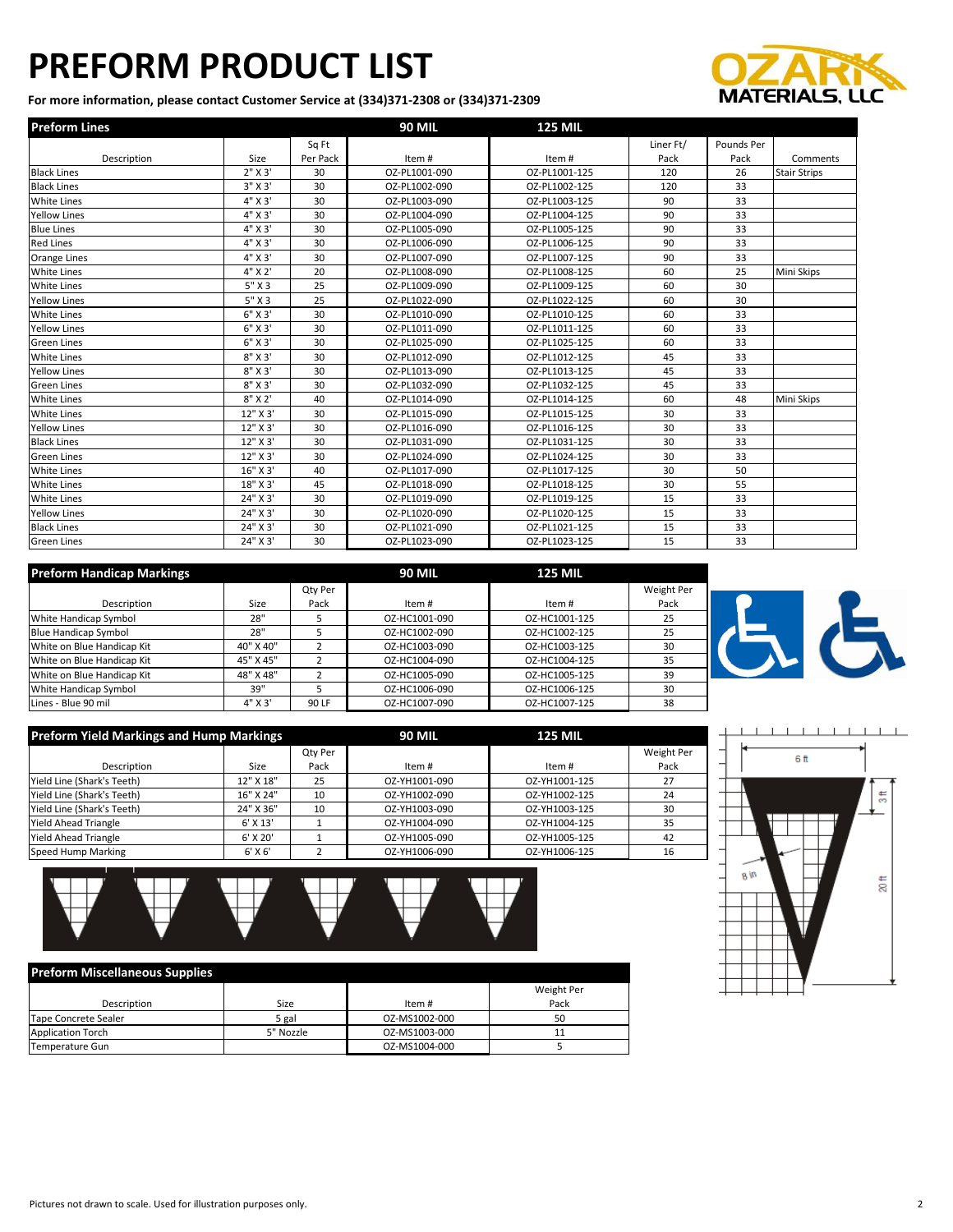# PREFORM PRODUCT LIST

**For more information, please contact Customer Service at (334)371-2308 or (334)371-2309**

| Preform Lines | | | 90 MIL | 125 MIL | | | |
|---|---|---|---|---|---|---|---|
| Description | Size | Sq Ft Per Pack | Item # | Item # | Liner Ft/ Pack | Pounds Per Pack | Comments |
| Black Lines | 2" X 3' | 30 | OZ-PL1001-090 | OZ-PL1001-125 | 120 | 26 | Stair Strips |
| Black Lines | 3" X 3' | 30 | OZ-PL1002-090 | OZ-PL1002-125 | 120 | 33 | |
| White Lines | 4" X 3' | 30 | OZ-PL1003-090 | OZ-PL1003-125 | 90 | 33 | |
| Yellow Lines | 4" X 3' | 30 | OZ-PL1004-090 | OZ-PL1004-125 | 90 | 33 | |
| Blue Lines | 4" X 3' | 30 | OZ-PL1005-090 | OZ-PL1005-125 | 90 | 33 | |
| Red Lines | 4" X 3' | 30 | OZ-PL1006-090 | OZ-PL1006-125 | 90 | 33 | |
| Orange Lines | 4" X 3' | 30 | OZ-PL1007-090 | OZ-PL1007-125 | 90 | 33 | |
| White Lines | 4" X 2' | 20 | OZ-PL1008-090 | OZ-PL1008-125 | 60 | 25 | Mini Skips |
| White Lines | 5" X 3 | 25 | OZ-PL1009-090 | OZ-PL1009-125 | 60 | 30 | |
| Yellow Lines | 5" X 3 | 25 | OZ-PL1022-090 | OZ-PL1022-125 | 60 | 30 | |
| White Lines | 6" X 3' | 30 | OZ-PL1010-090 | OZ-PL1010-125 | 60 | 33 | |
| Yellow Lines | 6" X 3' | 30 | OZ-PL1011-090 | OZ-PL1011-125 | 60 | 33 | |
| Green Lines | 6" X 3' | 30 | OZ-PL1025-090 | OZ-PL1025-125 | 60 | 33 | |
| White Lines | 8" X 3' | 30 | OZ-PL1012-090 | OZ-PL1012-125 | 45 | 33 | |
| Yellow Lines | 8" X 3' | 30 | OZ-PL1013-090 | OZ-PL1013-125 | 45 | 33 | |
| Green Lines | 8" X 3' | 30 | OZ-PL1032-090 | OZ-PL1032-125 | 45 | 33 | |
| White Lines | 8" X 2' | 40 | OZ-PL1014-090 | OZ-PL1014-125 | 60 | 48 | Mini Skips |
| White Lines | 12" X 3' | 30 | OZ-PL1015-090 | OZ-PL1015-125 | 30 | 33 | |
| Yellow Lines | 12" X 3' | 30 | OZ-PL1016-090 | OZ-PL1016-125 | 30 | 33 | |
| Black Lines | 12" X 3' | 30 | OZ-PL1031-090 | OZ-PL1031-125 | 30 | 33 | |
| Green Lines | 12" X 3' | 30 | OZ-PL1024-090 | OZ-PL1024-125 | 30 | 33 | |
| White Lines | 16" X 3' | 40 | OZ-PL1017-090 | OZ-PL1017-125 | 30 | 50 | |
| White Lines | 18" X 3' | 45 | OZ-PL1018-090 | OZ-PL1018-125 | 30 | 55 | |
| White Lines | 24" X 3' | 30 | OZ-PL1019-090 | OZ-PL1019-125 | 15 | 33 | |
| Yellow Lines | 24" X 3' | 30 | OZ-PL1020-090 | OZ-PL1020-125 | 15 | 33 | |
| Black Lines | 24" X 3' | 30 | OZ-PL1021-090 | OZ-PL1021-125 | 15 | 33 | |
| Green Lines | 24" X 3' | 30 | OZ-PL1023-090 | OZ-PL1023-125 | 15 | 33 | |

| Preform Handicap Markings | | | 90 MIL | 125 MIL | |
|---|---|---|---|---|---|
| Description | Size | Qty Per Pack | Item # | Item # | Weight Per Pack |
| White Handicap Symbol | 28" | 5 | OZ-HC1001-090 | OZ-HC1001-125 | 25 |
| Blue Handicap Symbol | 28" | 5 | OZ-HC1002-090 | OZ-HC1002-125 | 25 |
| White on Blue Handicap Kit | 40" X 40" | 2 | OZ-HC1003-090 | OZ-HC1003-125 | 30 |
| White on Blue Handicap Kit | 45" X 45" | 2 | OZ-HC1004-090 | OZ-HC1004-125 | 35 |
| White on Blue Handicap Kit | 48" X 48" | 2 | OZ-HC1005-090 | OZ-HC1005-125 | 39 |
| White Handicap Symbol | 39" | 5 | OZ-HC1006-090 | OZ-HC1006-125 | 30 |
| Lines - Blue 90 mil | 4" X 3' | 90 LF | OZ-HC1007-090 | OZ-HC1007-125 | 38 |

| Preform Yield Markings and Hump Markings | | | 90 MIL | 125 MIL | |
|---|---|---|---|---|---|
| Description | Size | Qty Per Pack | Item # | Item # | Weight Per Pack |
| Yield Line (Shark's Teeth) | 12" X 18" | 25 | OZ-YH1001-090 | OZ-YH1001-125 | 27 |
| Yield Line (Shark's Teeth) | 16" X 24" | 10 | OZ-YH1002-090 | OZ-YH1002-125 | 24 |
| Yield Line (Shark's Teeth) | 24" X 36" | 10 | OZ-YH1003-090 | OZ-YH1003-125 | 30 |
| Yield Ahead Triangle | 6' X 13' | 1 | OZ-YH1004-090 | OZ-YH1004-125 | 35 |
| Yield Ahead Triangle | 6' X 20' | 1 | OZ-YH1005-090 | OZ-YH1005-125 | 42 |
| Speed Hump Marking | 6' X 6' | 2 | OZ-YH1006-090 | OZ-YH1006-125 | 16 |

| Preform Miscellaneous Supplies | | | |
|---|---|---|---|
| Description | Size | Item # | Weight Per Pack |
| Tape Concrete Sealer | 5 gal | OZ-MS1002-000 | 50 |
| Application Torch | 5" Nozzle | OZ-MS1003-000 | 11 |
| Temperature Gun | | OZ-MS1004-000 | 5 |

Pictures not drawn to scale. Used for illustration purposes only.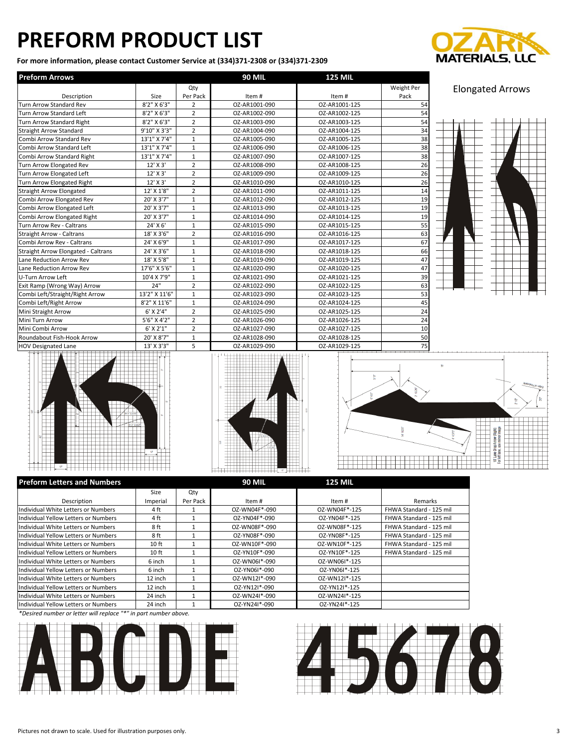# PREFORM PRODUCT LIST

**For more information, please contact Customer Service at (334)371-2308 or (334)371-2309**

| Preform Arrows | | | 90 MIL | 125 MIL | |
|---|---|---|---|---|---|
| Description | Size | Qty Per Pack | Item # | Item # | Weight Per Pack |
| Turn Arrow Standard Rev | 8'2" X 6'3" | 2 | OZ-AR1001-090 | OZ-AR1001-125 | 54 |
| Turn Arrow Standard Left | 8'2" X 6'3" | 2 | OZ-AR1002-090 | OZ-AR1002-125 | 54 |
| Turn Arrow Standard Right | 8'2" X 6'3" | 2 | OZ-AR1003-090 | OZ-AR1003-125 | 54 |
| Straight Arrow Standard | 9'10" X 3'3" | 2 | OZ-AR1004-090 | OZ-AR1004-125 | 34 |
| Combi Arrow Standard Rev | 13'1" X 7'4" | 1 | OZ-AR1005-090 | OZ-AR1005-125 | 38 |
| Combi Arrow Standard Left | 13'1" X 7'4" | 1 | OZ-AR1006-090 | OZ-AR1006-125 | 38 |
| Combi Arrow Standard Right | 13'1" X 7'4" | 1 | OZ-AR1007-090 | OZ-AR1007-125 | 38 |
| Turn Arrow Elongated Rev | 12' X 3' | 2 | OZ-AR1008-090 | OZ-AR1008-125 | 26 |
| Turn Arrow Elongated Left | 12' X 3' | 2 | OZ-AR1009-090 | OZ-AR1009-125 | 26 |
| Turn Arrow Elongated Right | 12' X 3' | 2 | OZ-AR1010-090 | OZ-AR1010-125 | 26 |
| Straight Arrow Elongated | 12' X 1'8" | 2 | OZ-AR1011-090 | OZ-AR1011-125 | 14 |
| Combi Arrow Elongated Rev | 20' X 3'7" | 1 | OZ-AR1012-090 | OZ-AR1012-125 | 19 |
| Combi Arrow Elongated Left | 20' X 3'7" | 1 | OZ-AR1013-090 | OZ-AR1013-125 | 19 |
| Combi Arrow Elongated Right | 20' X 3'7" | 1 | OZ-AR1014-090 | OZ-AR1014-125 | 19 |
| Turn Arrow Rev - Caltrans | 24' X 6' | 1 | OZ-AR1015-090 | OZ-AR1015-125 | 55 |
| Straight Arrow - Caltrans | 18' X 3'6" | 2 | OZ-AR1016-090 | OZ-AR1016-125 | 63 |
| Combi Arrow Rev - Caltrans | 24' X 6'9" | 1 | OZ-AR1017-090 | OZ-AR1017-125 | 67 |
| Straight Arrow Elongated - Caltrans | 24' X 3'6" | 1 | OZ-AR1018-090 | OZ-AR1018-125 | 66 |
| Lane Reduction Arrow Rev | 18' X 5'8" | 1 | OZ-AR1019-090 | OZ-AR1019-125 | 47 |
| Lane Reduction Arrow Rev | 17'6" X 5'6" | 1 | OZ-AR1020-090 | OZ-AR1020-125 | 47 |
| U-Turn Arrow Left | 10'4 X 7'9" | 1 | OZ-AR1021-090 | OZ-AR1021-125 | 39 |
| Exit Ramp (Wrong Way) Arrow | 24" | 2 | OZ-AR1022-090 | OZ-AR1022-125 | 63 |
| Combi Left/Straight/Right Arrow | 13'2" X 11'6" | 1 | OZ-AR1023-090 | OZ-AR1023-125 | 53 |
| Combi Left/Right Arrow | 8'2" X 11'6" | 1 | OZ-AR1024-090 | OZ-AR1024-125 | 45 |
| Mini Straight Arrow | 6' X 2'4" | 2 | OZ-AR1025-090 | OZ-AR1025-125 | 24 |
| Mini Turn Arrow | 5'6" X 4'2" | 2 | OZ-AR1026-090 | OZ-AR1026-125 | 24 |
| Mini Combi Arrow | 6' X 2'1" | 2 | OZ-AR1027-090 | OZ-AR1027-125 | 10 |
| Roundabout Fish-Hook Arrow | 20' X 8'7" | 1 | OZ-AR1028-090 | OZ-AR1028-125 | 50 |
| HOV Designated Lane | 13' X 3'3" | 5 | OZ-AR1029-090 | OZ-AR1029-125 | 75 |

Elongated Arrows

| Preform Letters and Numbers | | | 90 MIL | 125 MIL | |
|---|---|---|---|---|---|
| Description | Size Imperial | Qty Per Pack | Item # | Item # | Remarks |
| Individual White Letters or Numbers | 4 ft | 1 | OZ-WN04F*-090 | OZ-WN04F*-125 | FHWA Standard - 125 mil |
| Individual Yellow Letters or Numbers | 4 ft | 1 | OZ-YN04F*-090 | OZ-YN04F*-125 | FHWA Standard - 125 mil |
| Individual White Letters or Numbers | 8 ft | 1 | OZ-WN08F*-090 | OZ-WN08F*-125 | FHWA Standard - 125 mil |
| Individual Yellow Letters or Numbers | 8 ft | 1 | OZ-YN08F*-090 | OZ-YN08F*-125 | FHWA Standard - 125 mil |
| Individual White Letters or Numbers | 10 ft | 1 | OZ-WN10F*-090 | OZ-WN10F*-125 | FHWA Standard - 125 mil |
| Individual Yellow Letters or Numbers | 10 ft | 1 | OZ-YN10F*-090 | OZ-YN10F*-125 | FHWA Standard - 125 mil |
| Individual White Letters or Numbers | 6 inch | 1 | OZ-WN06I*-090 | OZ-WN06I*-125 | |
| Individual Yellow Letters or Numbers | 6 inch | 1 | OZ-YN06I*-090 | OZ-YN06I*-125 | |
| Individual White Letters or Numbers | 12 inch | 1 | OZ-WN12I*-090 | OZ-WN12I*-125 | |
| Individual Yellow Letters or Numbers | 12 inch | 1 | OZ-YN12I*-090 | OZ-YN12I*-125 | |
| Individual White Letters or Numbers | 24 inch | 1 | OZ-WN24I*-090 | OZ-WN24I*-125 | |
| Individual Yellow Letters or Numbers | 24 inch | 1 | OZ-YN24I*-090 | OZ-YN24I*-125 | |

*Desired number or letter will replace "*" in part number above.*

Pictures not drawn to scale. Used for illustration purposes only.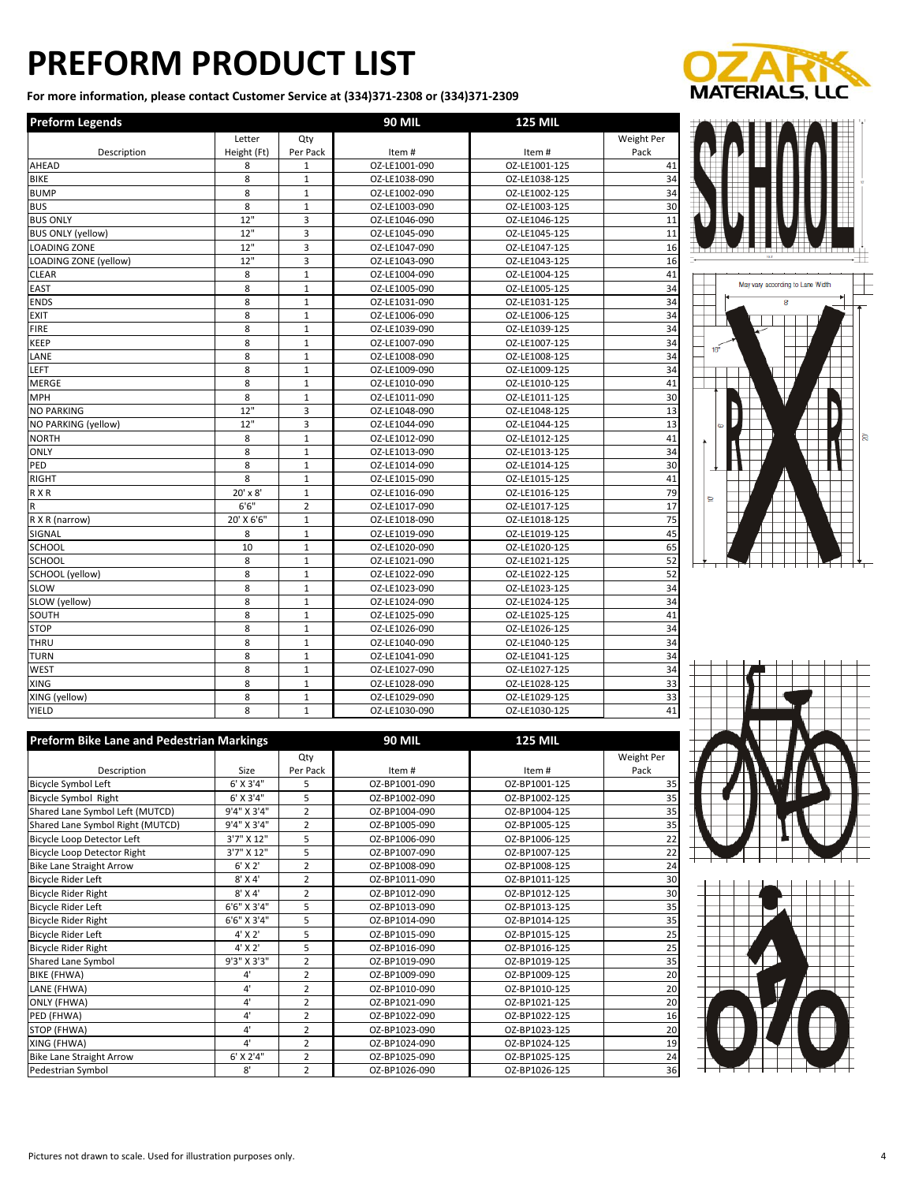# PREFORM PRODUCT LIST

**For more information, please contact Customer Service at (334)371-2308 or (334)371-2309**

| Preform Legends | | | 90 MIL | 125 MIL | |
|---|---|---|---|---|---|
| Description | Letter Height (Ft) | Qty Per Pack | Item # | Item # | Weight Per Pack |
| AHEAD | 8 | 1 | OZ-LE1001-090 | OZ-LE1001-125 | 41 |
| BIKE | 8 | 1 | OZ-LE1038-090 | OZ-LE1038-125 | 34 |
| BUMP | 8 | 1 | OZ-LE1002-090 | OZ-LE1002-125 | 34 |
| BUS | 8 | 1 | OZ-LE1003-090 | OZ-LE1003-125 | 30 |
| BUS ONLY | 12" | 3 | OZ-LE1046-090 | OZ-LE1046-125 | 11 |
| BUS ONLY (yellow) | 12" | 3 | OZ-LE1045-090 | OZ-LE1045-125 | 11 |
| LOADING ZONE | 12" | 3 | OZ-LE1047-090 | OZ-LE1047-125 | 16 |
| LOADING ZONE (yellow) | 12" | 3 | OZ-LE1043-090 | OZ-LE1043-125 | 16 |
| CLEAR | 8 | 1 | OZ-LE1004-090 | OZ-LE1004-125 | 41 |
| EAST | 8 | 1 | OZ-LE1005-090 | OZ-LE1005-125 | 34 |
| ENDS | 8 | 1 | OZ-LE1031-090 | OZ-LE1031-125 | 34 |
| EXIT | 8 | 1 | OZ-LE1006-090 | OZ-LE1006-125 | 34 |
| FIRE | 8 | 1 | OZ-LE1039-090 | OZ-LE1039-125 | 34 |
| KEEP | 8 | 1 | OZ-LE1007-090 | OZ-LE1007-125 | 34 |
| LANE | 8 | 1 | OZ-LE1008-090 | OZ-LE1008-125 | 34 |
| LEFT | 8 | 1 | OZ-LE1009-090 | OZ-LE1009-125 | 34 |
| MERGE | 8 | 1 | OZ-LE1010-090 | OZ-LE1010-125 | 41 |
| MPH | 8 | 1 | OZ-LE1011-090 | OZ-LE1011-125 | 30 |
| NO PARKING | 12" | 3 | OZ-LE1048-090 | OZ-LE1048-125 | 13 |
| NO PARKING (yellow) | 12" | 3 | OZ-LE1044-090 | OZ-LE1044-125 | 13 |
| NORTH | 8 | 1 | OZ-LE1012-090 | OZ-LE1012-125 | 41 |
| ONLY | 8 | 1 | OZ-LE1013-090 | OZ-LE1013-125 | 34 |
| PED | 8 | 1 | OZ-LE1014-090 | OZ-LE1014-125 | 30 |
| RIGHT | 8 | 1 | OZ-LE1015-090 | OZ-LE1015-125 | 41 |
| R X R | 20' x 8' | 1 | OZ-LE1016-090 | OZ-LE1016-125 | 79 |
| R | 6'6" | 2 | OZ-LE1017-090 | OZ-LE1017-125 | 17 |
| R X R (narrow) | 20' X 6'6" | 1 | OZ-LE1018-090 | OZ-LE1018-125 | 75 |
| SIGNAL | 8 | 1 | OZ-LE1019-090 | OZ-LE1019-125 | 45 |
| SCHOOL | 10 | 1 | OZ-LE1020-090 | OZ-LE1020-125 | 65 |
| SCHOOL | 8 | 1 | OZ-LE1021-090 | OZ-LE1021-125 | 52 |
| SCHOOL (yellow) | 8 | 1 | OZ-LE1022-090 | OZ-LE1022-125 | 52 |
| SLOW | 8 | 1 | OZ-LE1023-090 | OZ-LE1023-125 | 34 |
| SLOW (yellow) | 8 | 1 | OZ-LE1024-090 | OZ-LE1024-125 | 34 |
| SOUTH | 8 | 1 | OZ-LE1025-090 | OZ-LE1025-125 | 41 |
| STOP | 8 | 1 | OZ-LE1026-090 | OZ-LE1026-125 | 34 |
| THRU | 8 | 1 | OZ-LE1040-090 | OZ-LE1040-125 | 34 |
| TURN | 8 | 1 | OZ-LE1041-090 | OZ-LE1041-125 | 34 |
| WEST | 8 | 1 | OZ-LE1027-090 | OZ-LE1027-125 | 34 |
| XING | 8 | 1 | OZ-LE1028-090 | OZ-LE1028-125 | 33 |
| XING (yellow) | 8 | 1 | OZ-LE1029-090 | OZ-LE1029-125 | 33 |
| YIELD | 8 | 1 | OZ-LE1030-090 | OZ-LE1030-125 | 41 |

| Preform Bike Lane and Pedestrian Markings | | | 90 MIL | 125 MIL | |
|---|---|---|---|---|---|
| Description | Size | Qty Per Pack | Item # | Item # | Weight Per Pack |
| Bicycle Symbol Left | 6' X 3'4" | 5 | OZ-BP1001-090 | OZ-BP1001-125 | 35 |
| Bicycle Symbol Right | 6' X 3'4" | 5 | OZ-BP1002-090 | OZ-BP1002-125 | 35 |
| Shared Lane Symbol Left (MUTCD) | 9'4" X 3'4" | 2 | OZ-BP1004-090 | OZ-BP1004-125 | 35 |
| Shared Lane Symbol Right (MUTCD) | 9'4" X 3'4" | 2 | OZ-BP1005-090 | OZ-BP1005-125 | 35 |
| Bicycle Loop Detector Left | 3'7" X 12" | 5 | OZ-BP1006-090 | OZ-BP1006-125 | 22 |
| Bicycle Loop Detector Right | 3'7" X 12" | 5 | OZ-BP1007-090 | OZ-BP1007-125 | 22 |
| Bike Lane Straight Arrow | 6' X 2' | 2 | OZ-BP1008-090 | OZ-BP1008-125 | 24 |
| Bicycle Rider Left | 8' X 4' | 2 | OZ-BP1011-090 | OZ-BP1011-125 | 30 |
| Bicycle Rider Right | 8' X 4' | 2 | OZ-BP1012-090 | OZ-BP1012-125 | 30 |
| Bicycle Rider Left | 6'6" X 3'4" | 5 | OZ-BP1013-090 | OZ-BP1013-125 | 35 |
| Bicycle Rider Right | 6'6" X 3'4" | 5 | OZ-BP1014-090 | OZ-BP1014-125 | 35 |
| Bicycle Rider Left | 4' X 2' | 5 | OZ-BP1015-090 | OZ-BP1015-125 | 25 |
| Bicycle Rider Right | 4' X 2' | 5 | OZ-BP1016-090 | OZ-BP1016-125 | 25 |
| Shared Lane Symbol | 9'3" X 3'3" | 2 | OZ-BP1019-090 | OZ-BP1019-125 | 35 |
| BIKE (FHWA) | 4' | 2 | OZ-BP1009-090 | OZ-BP1009-125 | 20 |
| LANE (FHWA) | 4' | 2 | OZ-BP1010-090 | OZ-BP1010-125 | 20 |
| ONLY (FHWA) | 4' | 2 | OZ-BP1021-090 | OZ-BP1021-125 | 20 |
| PED (FHWA) | 4' | 2 | OZ-BP1022-090 | OZ-BP1022-125 | 16 |
| STOP (FHWA) | 4' | 2 | OZ-BP1023-090 | OZ-BP1023-125 | 20 |
| XING (FHWA) | 4' | 2 | OZ-BP1024-090 | OZ-BP1024-125 | 19 |
| Bike Lane Straight Arrow | 6' X 2'4" | 2 | OZ-BP1025-090 | OZ-BP1025-125 | 24 |
| Pedestrian Symbol | 8' | 2 | OZ-BP1026-090 | OZ-BP1026-125 | 36 |

Pictures not drawn to scale. Used for illustration purposes only.